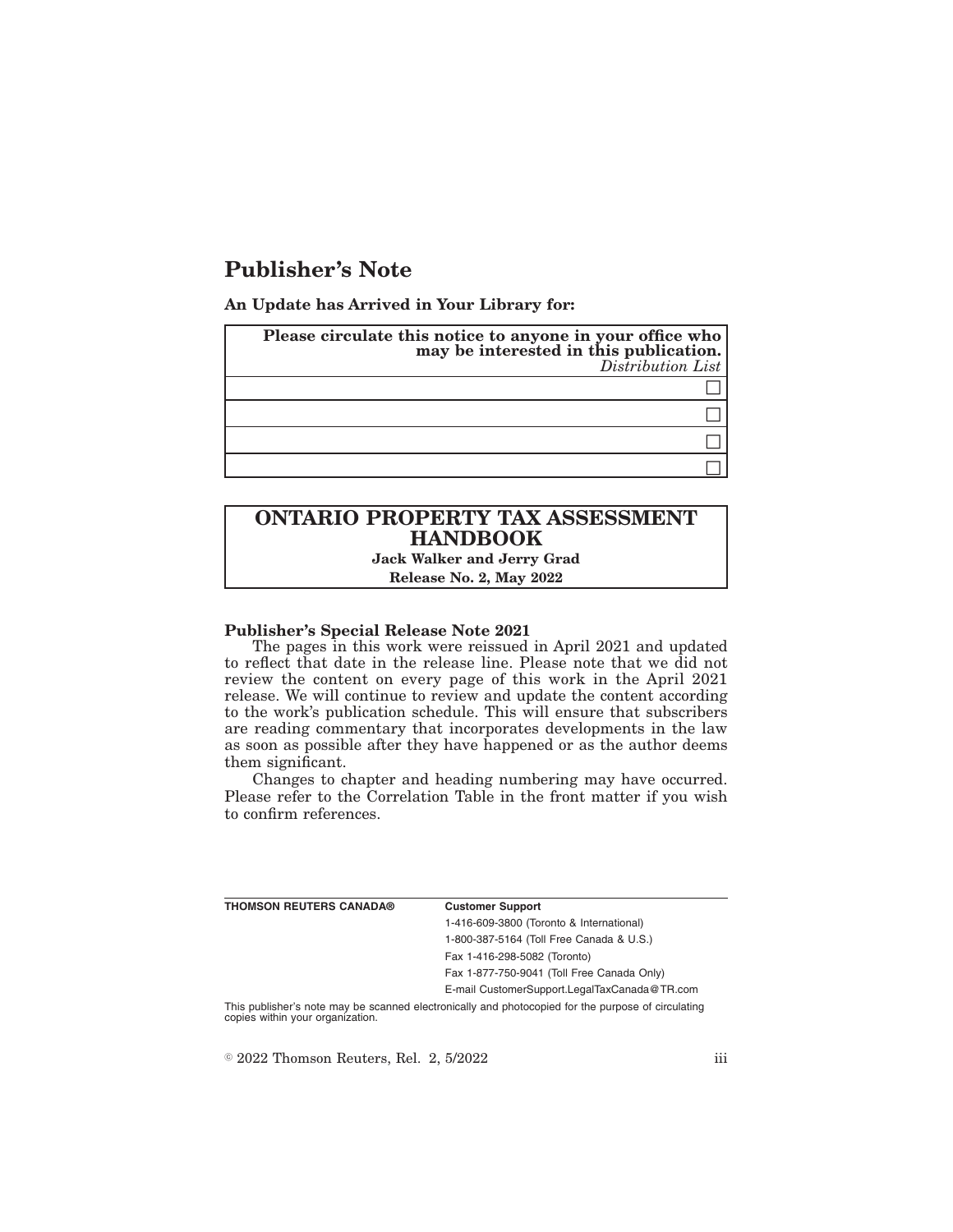# Publisher's Note

**An Update has Arrived in Your Library for:**

| **Please circulate this notice to anyone in your office who may be interested in this publication.** *Distribution List* |
| --- |
| ☐ |
| ☐ |
| ☐ |
| ☐ |

## ONTARIO PROPERTY TAX ASSESSMENT HANDBOOK

**Jack Walker and Jerry Grad**

**Release No. 2, May 2022**

**Publisher's Special Release Note 2021**

The pages in this work were reissued in April 2021 and updated to reflect that date in the release line. Please note that we did not review the content on every page of this work in the April 2021 release. We will continue to review and update the content according to the work's publication schedule. This will ensure that subscribers are reading commentary that incorporates developments in the law as soon as possible after they have happened or as the author deems them significant.

Changes to chapter and heading numbering may have occurred. Please refer to the Correlation Table in the front matter if you wish to confirm references.

| **THOMSON REUTERS CANADA®** | **Customer Support** |
| --- | --- |
| | 1-416-609-3800 (Toronto & International) |
| | 1-800-387-5164 (Toll Free Canada & U.S.) |
| | Fax 1-416-298-5082 (Toronto) |
| | Fax 1-877-750-9041 (Toll Free Canada Only) |
| | E-mail CustomerSupport.LegalTaxCanada@TR.com |

This publisher's note may be scanned electronically and photocopied for the purpose of circulating copies within your organization.

© 2022 Thomson Reuters, Rel. 2, 5/2022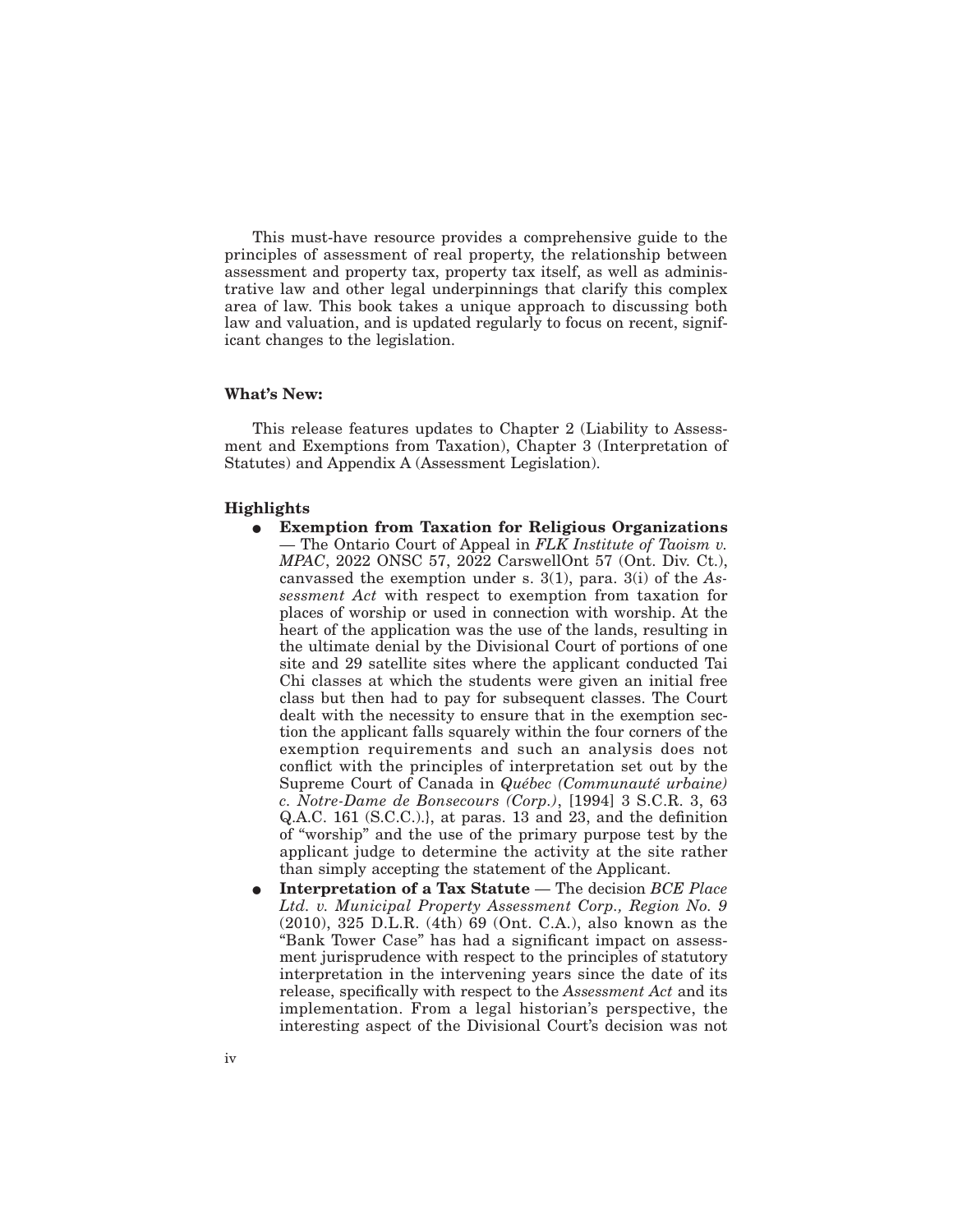This must-have resource provides a comprehensive guide to the principles of assessment of real property, the relationship between assessment and property tax, property tax itself, as well as administrative law and other legal underpinnings that clarify this complex area of law. This book takes a unique approach to discussing both law and valuation, and is updated regularly to focus on recent, significant changes to the legislation.

**What's New:**

This release features updates to Chapter 2 (Liability to Assessment and Exemptions from Taxation), Chapter 3 (Interpretation of Statutes) and Appendix A (Assessment Legislation).

**Highlights**

- **Exemption from Taxation for Religious Organizations** — The Ontario Court of Appeal in *FLK Institute of Taoism v. MPAC*, 2022 ONSC 57, 2022 CarswellOnt 57 (Ont. Div. Ct.), canvassed the exemption under s. 3(1), para. 3(i) of the *Assessment Act* with respect to exemption from taxation for places of worship or used in connection with worship. At the heart of the application was the use of the lands, resulting in the ultimate denial by the Divisional Court of portions of one site and 29 satellite sites where the applicant conducted Tai Chi classes at which the students were given an initial free class but then had to pay for subsequent classes. The Court dealt with the necessity to ensure that in the exemption section the applicant falls squarely within the four corners of the exemption requirements and such an analysis does not conflict with the principles of interpretation set out by the Supreme Court of Canada in *Québec (Communauté urbaine) c. Notre-Dame de Bonsecours (Corp.)*, [1994] 3 S.C.R. 3, 63 Q.A.C. 161 (S.C.C.).}, at paras. 13 and 23, and the definition of "worship" and the use of the primary purpose test by the applicant judge to determine the activity at the site rather than simply accepting the statement of the Applicant.
- **Interpretation of a Tax Statute** — The decision *BCE Place Ltd. v. Municipal Property Assessment Corp., Region No. 9* (2010), 325 D.L.R. (4th) 69 (Ont. C.A.), also known as the "Bank Tower Case" has had a significant impact on assessment jurisprudence with respect to the principles of statutory interpretation in the intervening years since the date of its release, specifically with respect to the *Assessment Act* and its implementation. From a legal historian's perspective, the interesting aspect of the Divisional Court's decision was not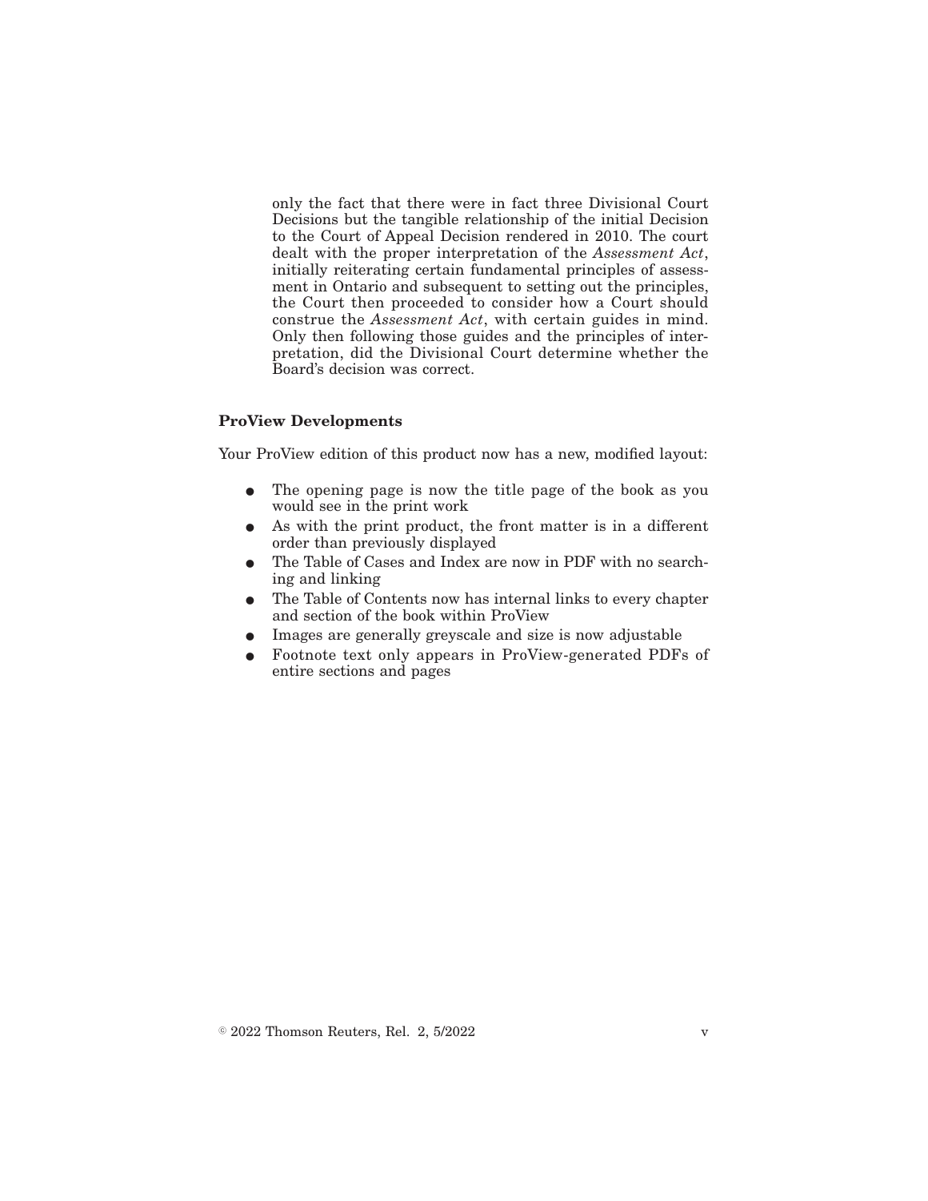only the fact that there were in fact three Divisional Court Decisions but the tangible relationship of the initial Decision to the Court of Appeal Decision rendered in 2010. The court dealt with the proper interpretation of the *Assessment Act*, initially reiterating certain fundamental principles of assessment in Ontario and subsequent to setting out the principles, the Court then proceeded to consider how a Court should construe the *Assessment Act*, with certain guides in mind. Only then following those guides and the principles of interpretation, did the Divisional Court determine whether the Board's decision was correct.

**ProView Developments**

Your ProView edition of this product now has a new, modified layout:

- The opening page is now the title page of the book as you would see in the print work
- As with the print product, the front matter is in a different order than previously displayed
- The Table of Cases and Index are now in PDF with no searching and linking
- The Table of Contents now has internal links to every chapter and section of the book within ProView
- Images are generally greyscale and size is now adjustable
- Footnote text only appears in ProView-generated PDFs of entire sections and pages